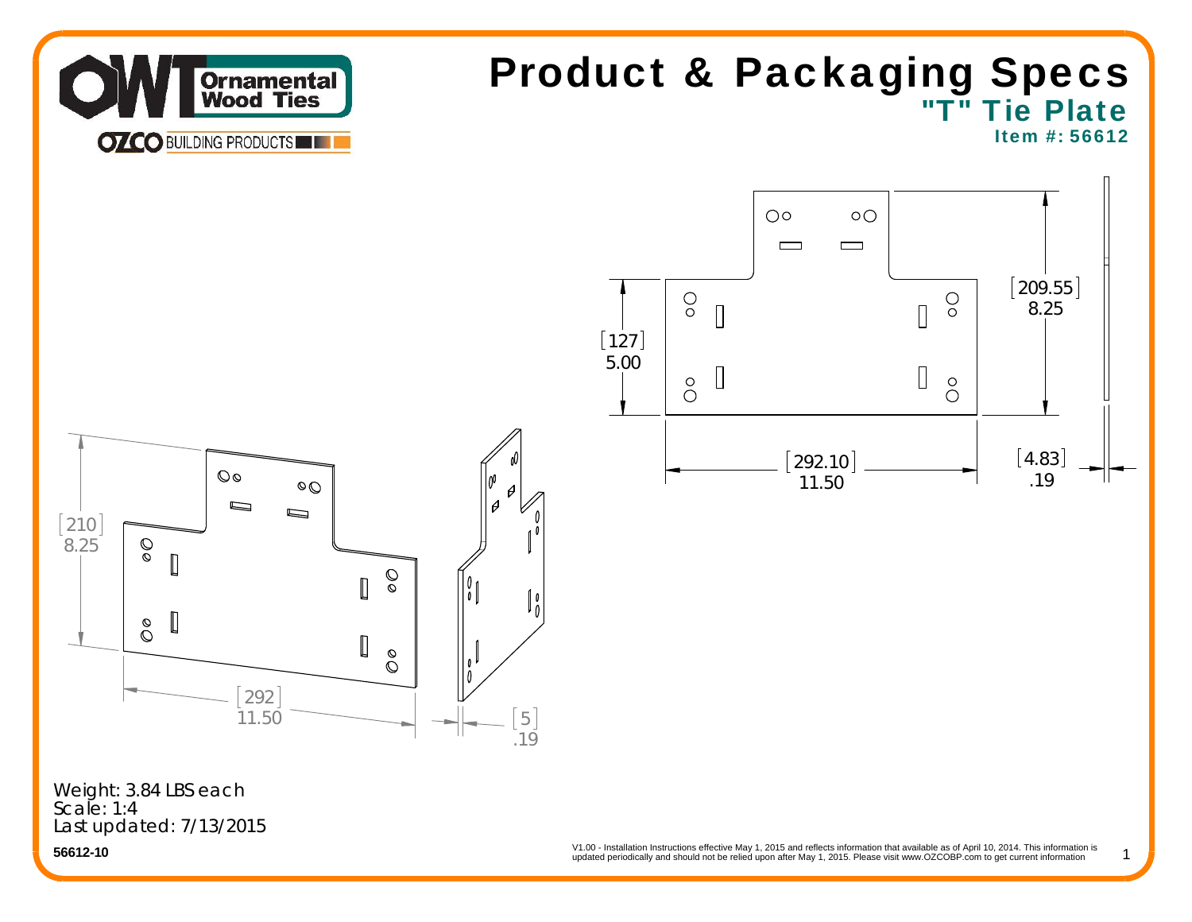# Product & Packaging Specs

## "T" Tie Plate

**Item #: 56612**

[209.55] 8.25

[127] 5.00

[292.10] 11.50

[4.83] .19

[210] 8.25

[292] 11.50

[5] .19

Weight: 3.84 LBS each
Scale: 1:4
Last updated: 7/13/2015

**56612-10**

V1.00 - Installation Instructions effective May 1, 2015 and reflects information that available as of April 10, 2014. This information is updated periodically and should not be relied upon after May 1, 2015. Please visit www.OZCOBP.com to get current information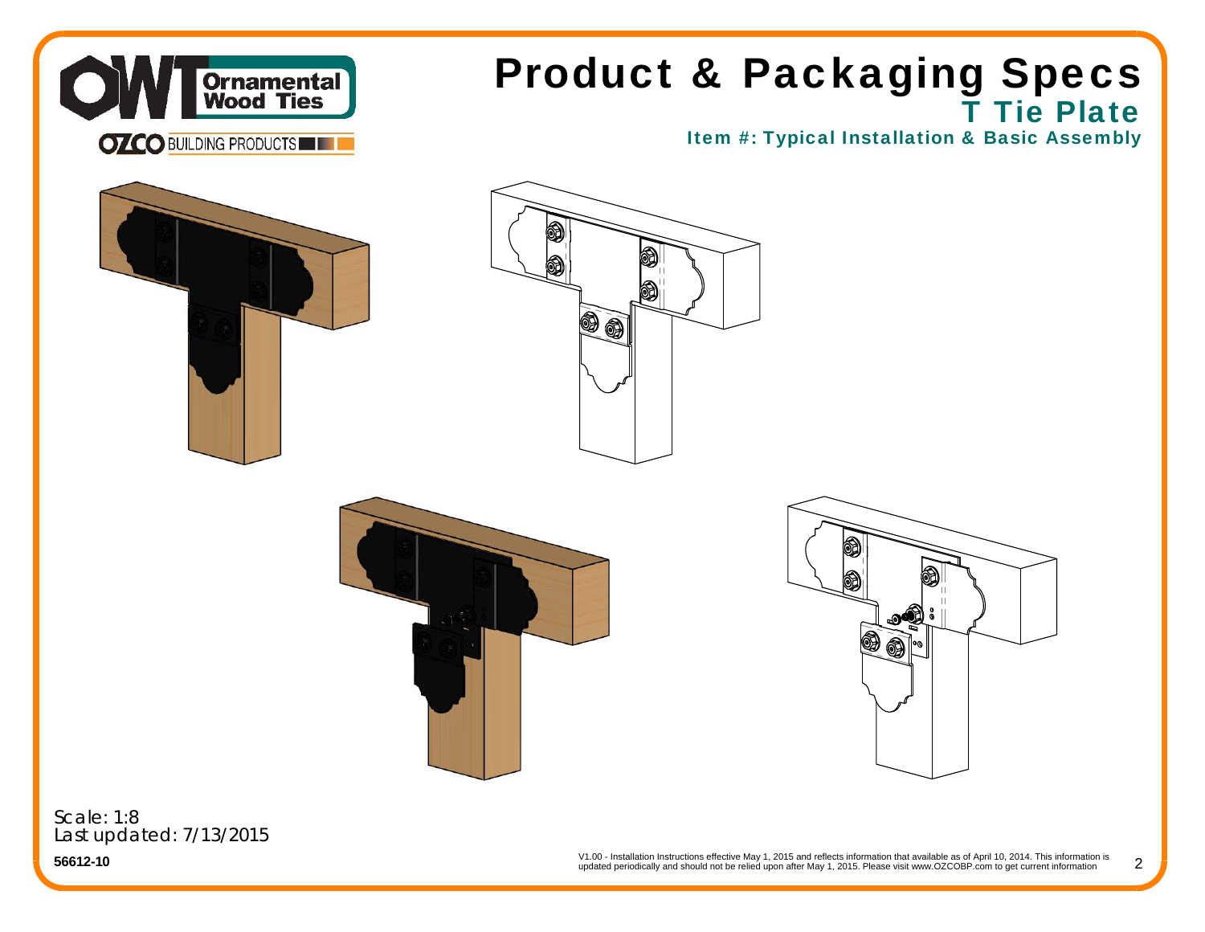# Product & Packaging Specs

## T Tie Plate

### Item #: Typical Installation & Basic Assembly

Scale: 1:8
Last updated: 7/13/2015

**56612-10**

V1.00 - Installation Instructions effective May 1, 2015 and reflects information that available as of April 10, 2014. This information is updated periodically and should not be relied upon after May 1, 2015. Please visit www.OZCOBP.com to get current information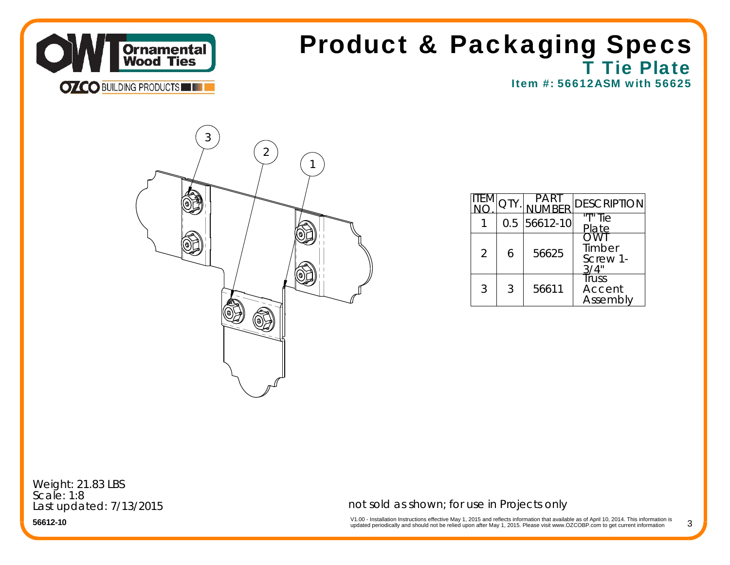# Product & Packaging Specs

## T Tie Plate

### Item #: 56612ASM with 56625

| ITEM NO. | QTY. | PART NUMBER | DESCRIPTION |
|---|---|---|---|
| 1 | 0.5 | 56612-10 | "T" Tie Plate |
| 2 | 6 | 56625 | OWT Timber Screw 1-3/4" |
| 3 | 3 | 56611 | Truss Accent Assembly |

Weight: 21.83 LBS
Scale: 1:8
Last updated: 7/13/2015

**56612-10**

not sold as shown; for use in Projects only

V1.00 - Installation Instructions effective May 1, 2015 and reflects information that available as of April 10, 2014. This information is updated periodically and should not be relied upon after May 1, 2015. Please visit www.OZCOBP.com to get current information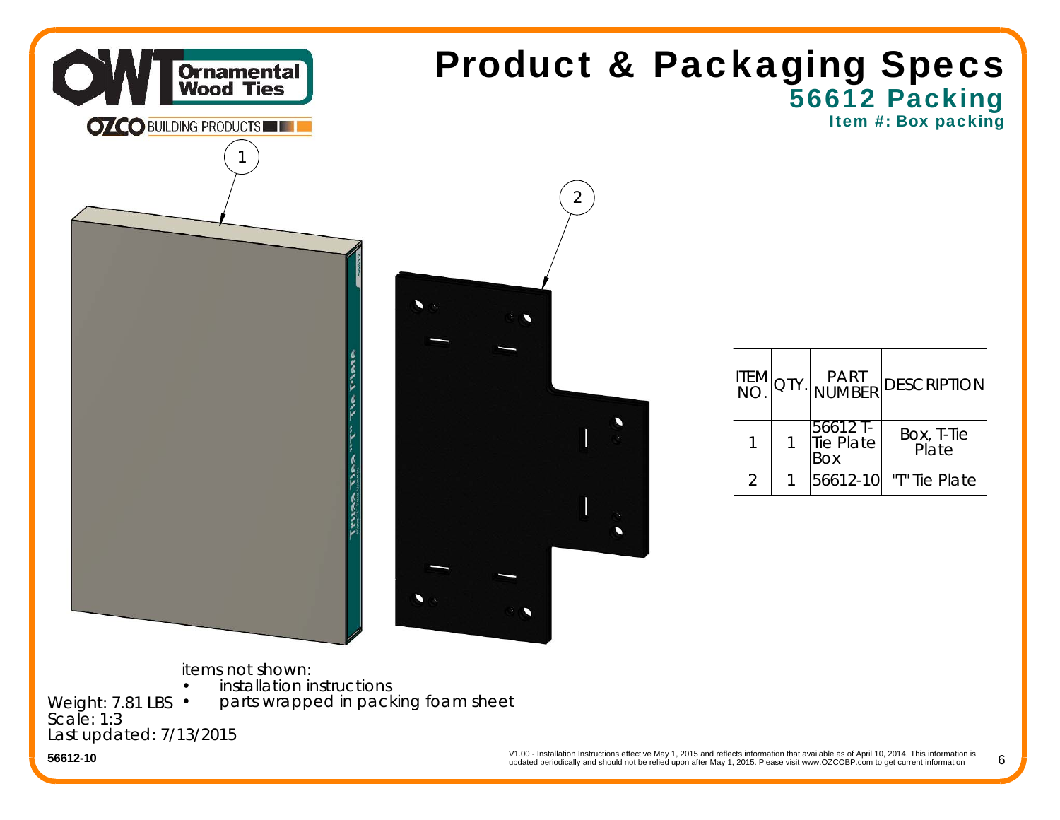# Product & Packaging Specs

## 56612 Packing

### Item #: Box packing

| ITEM NO. | QTY. | PART NUMBER | DESCRIPTION |
|---|---|---|---|
| 1 | 1 | 56612 T-Tie Plate Box | Box, T-Tie Plate |
| 2 | 1 | 56612-10 | "T" Tie Plate |

items not shown:

- installation instructions
- parts wrapped in packing foam sheet

Weight: 7.81 LBS
Scale: 1:3
Last updated: 7/13/2015

56612-10

V1.00 - Installation Instructions effective May 1, 2015 and reflects information that available as of April 10, 2014. This information is updated periodically and should not be relied upon after May 1, 2015. Please visit www.OZCOBP.com to get current information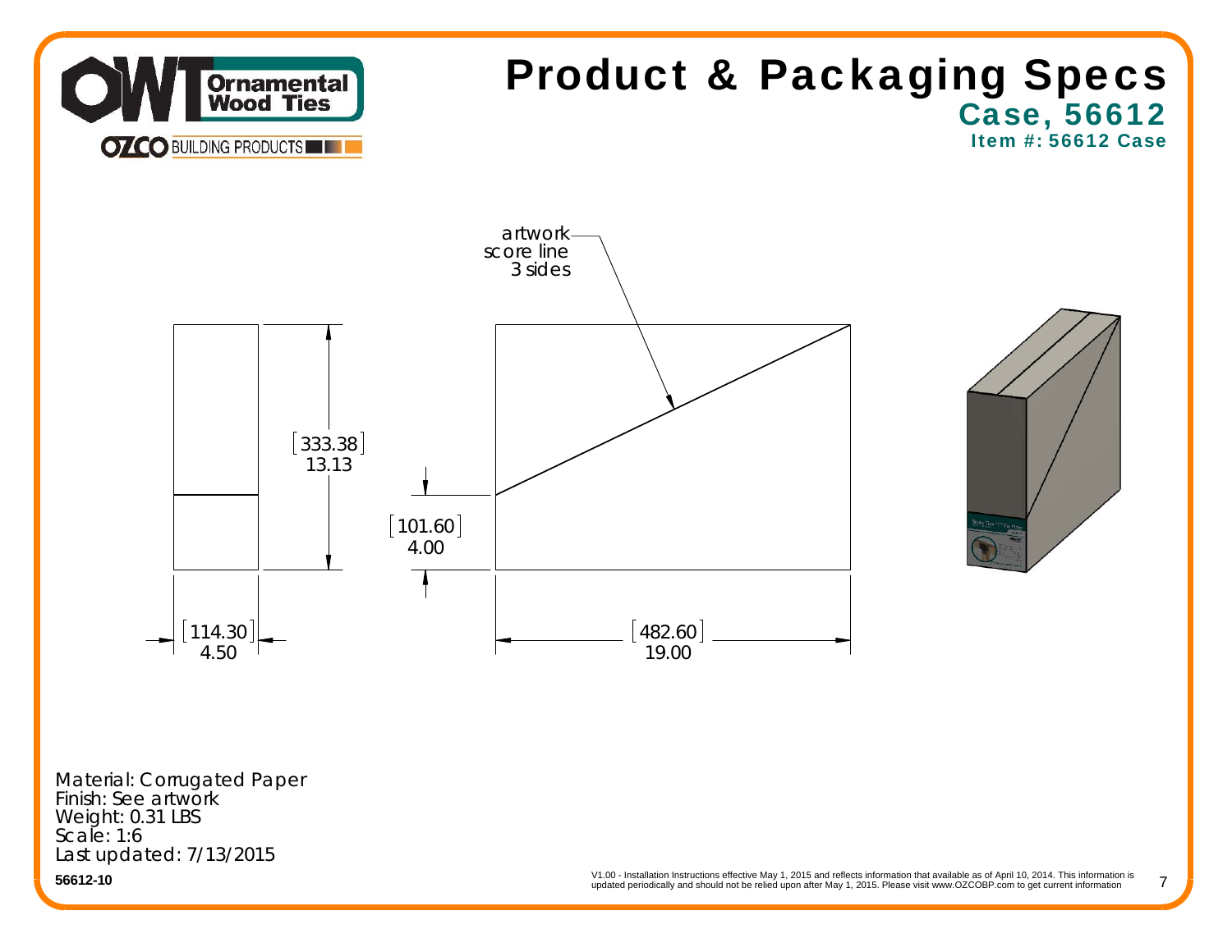# Product & Packaging Specs

## Case, 56612

### Item #: 56612 Case

artwork score line 3 sides

[333.38] 13.13

[101.60] 4.00

[114.30] 4.50

[482.60] 19.00

Material: Corrugated Paper
Finish: See artwork
Weight: 0.31 LBS
Scale: 1:6
Last updated: 7/13/2015

**56612-10**

V1.00 - Installation Instructions effective May 1, 2015 and reflects information that available as of April 10, 2014. This information is updated periodically and should not be relied upon after May 1, 2015. Please visit www.OZCOBP.com to get current information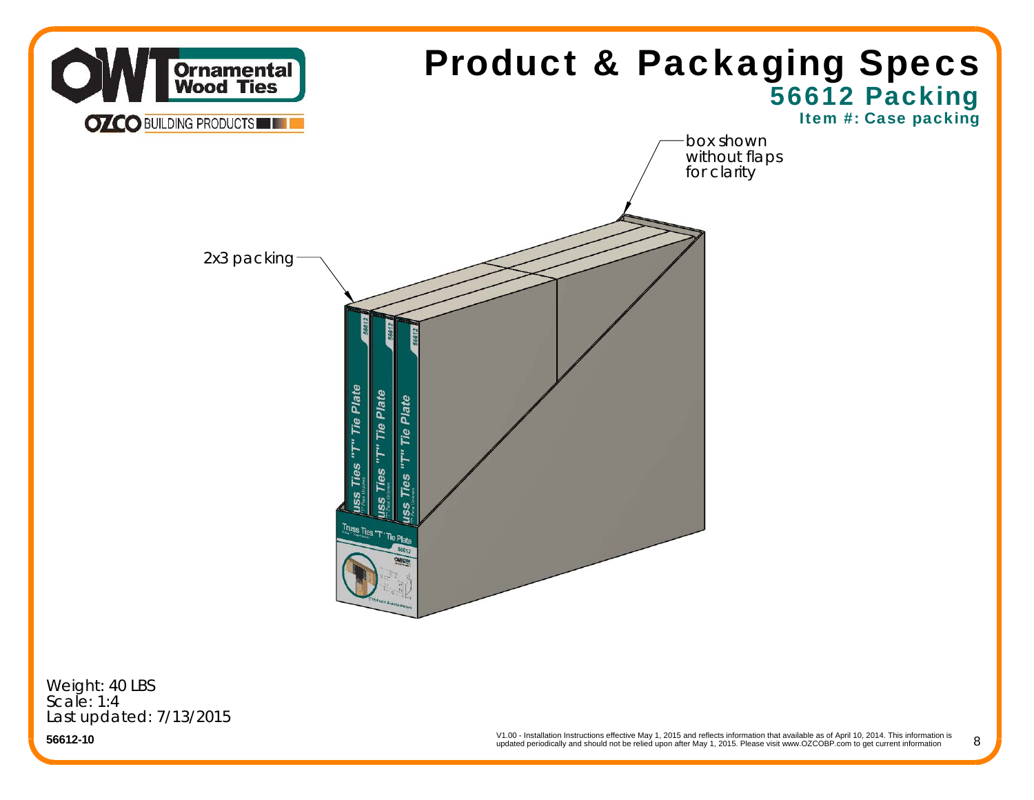# Product & Packaging Specs

## 56612 Packing

### Item #: Case packing

box shown without flaps for clarity

2x3 packing

Weight: 40 LBS
Scale: 1:4
Last updated: 7/13/2015

56612-10

V1.00 - Installation Instructions effective May 1, 2015 and reflects information that available as of April 10, 2014. This information is updated periodically and should not be relied upon after May 1, 2015. Please visit www.OZCOBP.com to get current information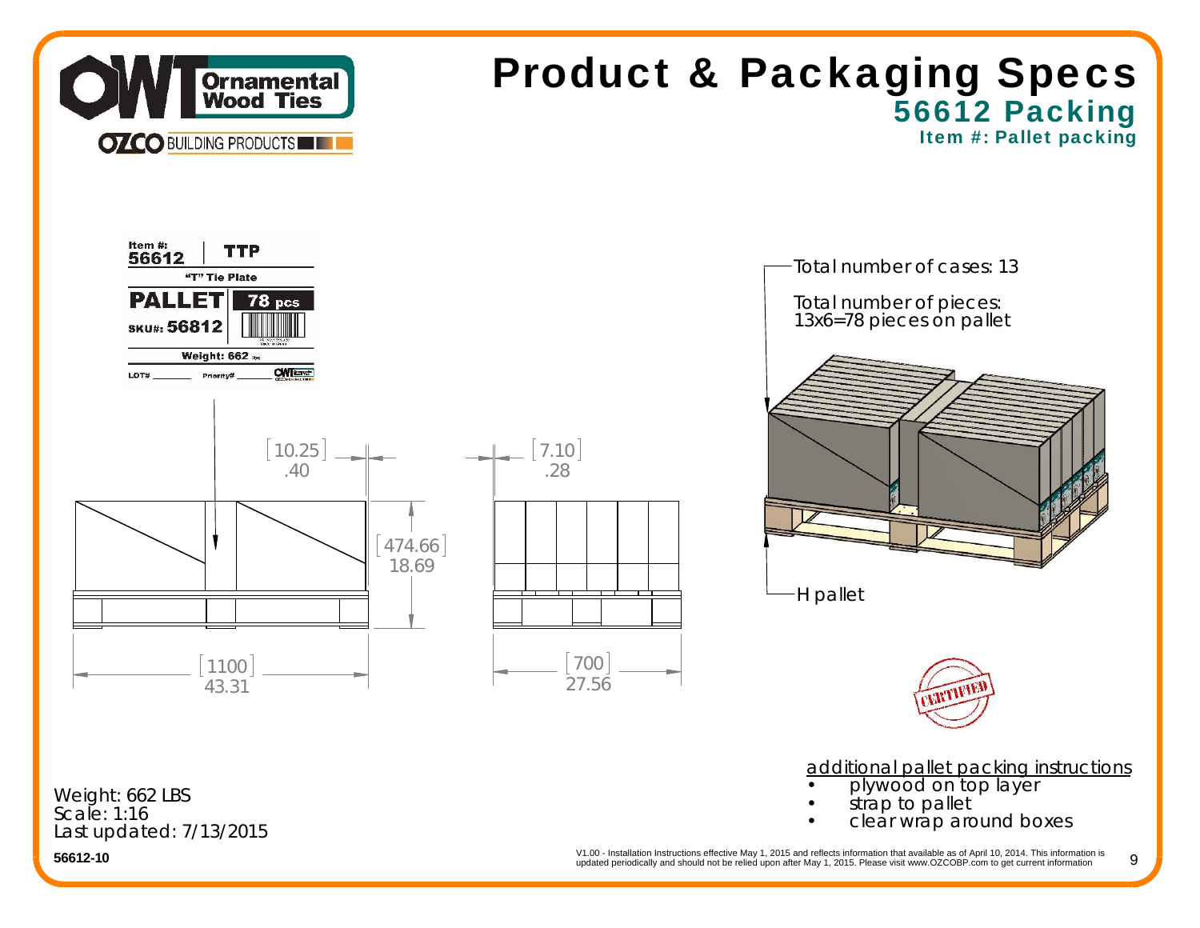# Product & Packaging Specs

## 56612 Packing

### Item #: Pallet packing

Item #: 56612 | TTP

"T" Tie Plate

PALLET 78 pcs

SKU#: 56812

Weight: 662 lbs

LOT# ________ Priority# ________

[10.25]
.40

[7.10]
.28

[474.66]
18.69

[1100]
43.31

[700]
27.56

Total number of cases: 13

Total number of pieces:
13x6=78 pieces on pallet

H pallet

CERTIFIED

additional pallet packing instructions

- plywood on top layer
- strap to pallet
- clear wrap around boxes

Weight: 662 LBS
Scale: 1:16
Last updated: 7/13/2015

56612-10

V1.00 - Installation Instructions effective May 1, 2015 and reflects information that available as of April 10, 2014. This information is updated periodically and should not be relied upon after May 1, 2015. Please visit www.OZCOBP.com to get current information